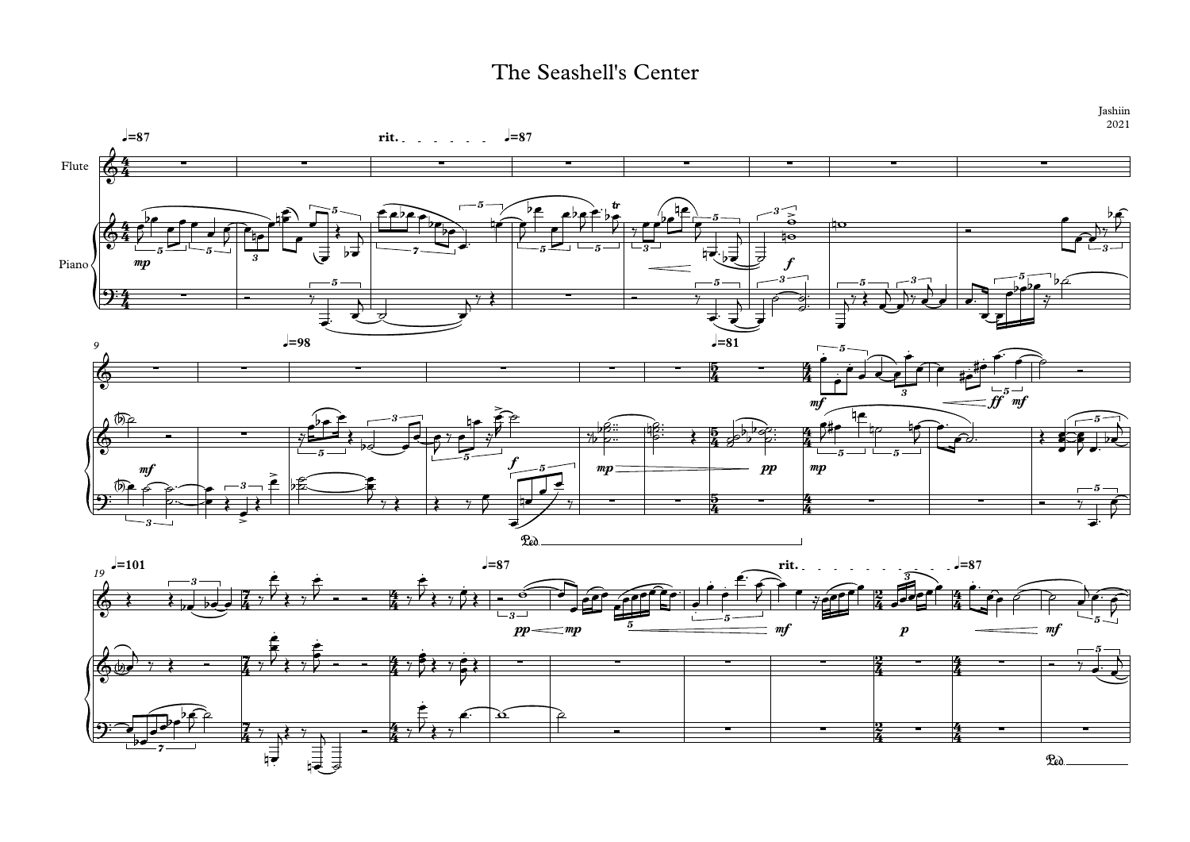# The Seashell's Center

Jashiin
2021